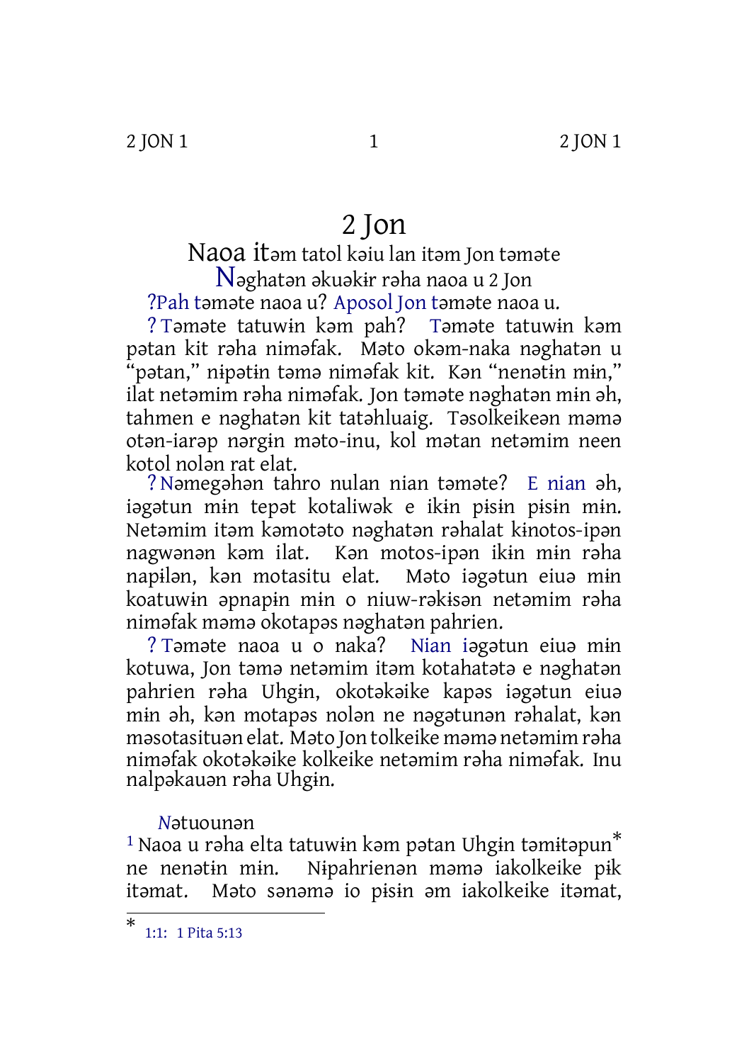# 2 Jon

## Naoa itəm tatol kəiu lan itəm Jon təməte

### Nəghatən əkuəkɨr rəha naoa u 2 Jon

?Pah təməte naoa u? Aposol Jon təməte naoa u.

? Təməte tatuwɨn kəm pah? Təməte tatuwɨn kəm pətan kit rəha niməfak. Məto okəm-naka nəghatən u "pətan," nɨpətɨn təmə niməfak kit. Kən "nenətɨn mɨn," ilat netəmim rəha niməfak. Jon təməte nəghatən mɨn əh, tahmen e nəghatən kit tatəhluaig. Təsolkeikeən məmə otən-iarəp nərgɨn məto-inu, kol mətan netəmim neen kotol nolən rat elat.

? Nəmegəhən tahro nulan nian təməte? E nian əh, iəgətun mɨn tepət kotaliwək e ikɨn pɨsɨn pɨsɨn mɨn. Netəmim itəm kəmotəto nəghatən rəhalat kɨnotos-ipən nagwənən kəm ilat. Kən motos-ipən ikɨn mɨn rəha napɨlən, kən motasitu elat. Məto iəgətun eiuə mɨn koatuwɨn əpnapɨn mɨn o niuw-rəkɨsən netəmim rəha niməfak məmə okotapəs nəghatən pahrien.

? Təməte naoa u o naka? Nian iəgətun eiuə mɨn kotuwa, Jon təmə netəmim itəm kotahatətə e nəghatən pahrien rəha Uhgɨn, okotəkəike kapəs iəgətun eiuə mɨn əh, kən motapəs nolən ne nəgətunən rəhalat, kən məsotasituən elat. Məto Jon tolkeike məmə netəmim rəha niməfak okotəkəike kolkeike netəmim rəha niməfak. Inu nalpəkauən rəha Uhgɨn.

*Nətuounən*

[1] Naoa u rəha elta tatuwɨn kəm pətan Uhgɨn təmɨtəpun* ne nenətɨn mɨn. Nɨpahrienən məmə iakolkeike pɨk itəmat. Məto sənəmə io pɨsɨn əm iakolkeike itəmat,

---

\* 1:1: 1 Pita 5:13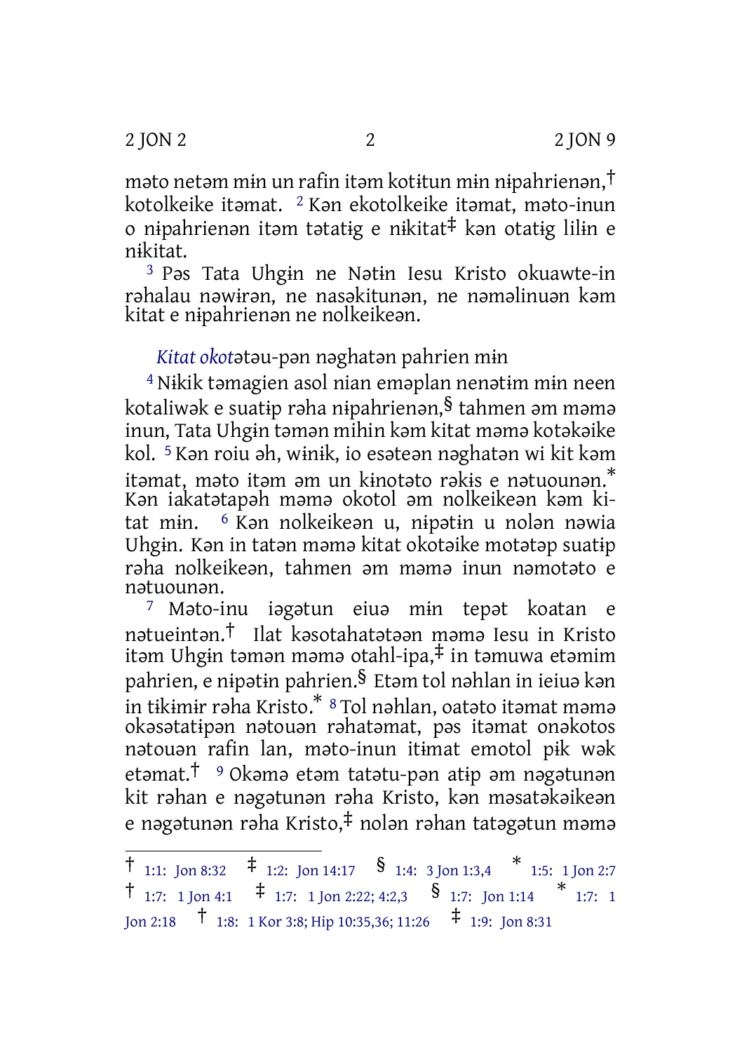məto netəm mɨn un rafin itəm kotɨtun mɨn nɨpahrienən,† kotolkeike itəmat. [2] Kən ekotolkeike itəmat, məto-inun o nɨpahrienən itəm tətatɨg e nɨkitat‡ kən otatɨg lilɨn e nɨkitat.

[3] Pəs Tata Uhgɨn ne Nətɨn Iesu Kristo okuawte-in rəhalau nəwɨrən, ne nasəkitunən, ne nəməlinuən kəm kitat e nɨpahrienən ne nolkeikeən.

*Kitat okot*ətəu-pən nəghatən pahrien mɨn

[4] Nɨkik təmagien asol nian eməplan nenətɨm mɨn neen kotaliwək e suatɨp rəha nɨpahrienən,§ tahmen əm məmə inun, Tata Uhgɨn təmən mihin kəm kitat məmə kotəkəike kol. [5] Kən roiu əh, wɨnɨk, io esəteən nəghatən wi kit kəm itəmat, məto itəm əm un kɨnotəto rəkɨs e nətuounən.* Kən iakatətapəh məmə okotol əm nolkeikeən kəm kitat mɨn. [6] Kən nolkeikeən u, nɨpətɨn u nolən nəwia Uhgɨn. Kən in tatən məmə kitat okotəike motətəp suatɨp rəha nolkeikeən, tahmen əm məmə inun nəmotəto e nətuounən.

[7] Məto-inu iəgətun eiuə mɨn tepət koatan e nətueintən.† Ilat kəsotahatətəən məmə Iesu in Kristo itəm Uhgɨn təmən məmə otahl-ipa,‡ in təmuwa etəmim pahrien, e nɨpətɨn pahrien.§ Etəm tol nəhlan in ieiuə kən in tɨkɨmɨr rəha Kristo.* [8] Tol nəhlan, oatəto itəmat məmə okəsətatɨpən nətouən rəhatəmat, pəs itəmat onəkotos nətouən rafin lan, məto-inun itɨmat emotol pɨk wək etəmat.† [9] Okəmə etəm tatətu-pən atɨp əm nəgətunən kit rəhan e nəgətunən rəha Kristo, kən məsatəkəikeən e nəgətunən rəha Kristo,‡ nolən rəhan tatəgətun məmə

---

† 1:1: Jon 8:32 ‡ 1:2: Jon 14:17 § 1:4: 3 Jon 1:3,4 * 1:5: 1 Jon 2:7 † 1:7: 1 Jon 4:1 ‡ 1:7: 1 Jon 2:22; 4:2,3 § 1:7: Jon 1:14 * 1:7: 1 Jon 2:18 † 1:8: 1 Kor 3:8; Hip 10:35,36; 11:26 ‡ 1:9: Jon 8:31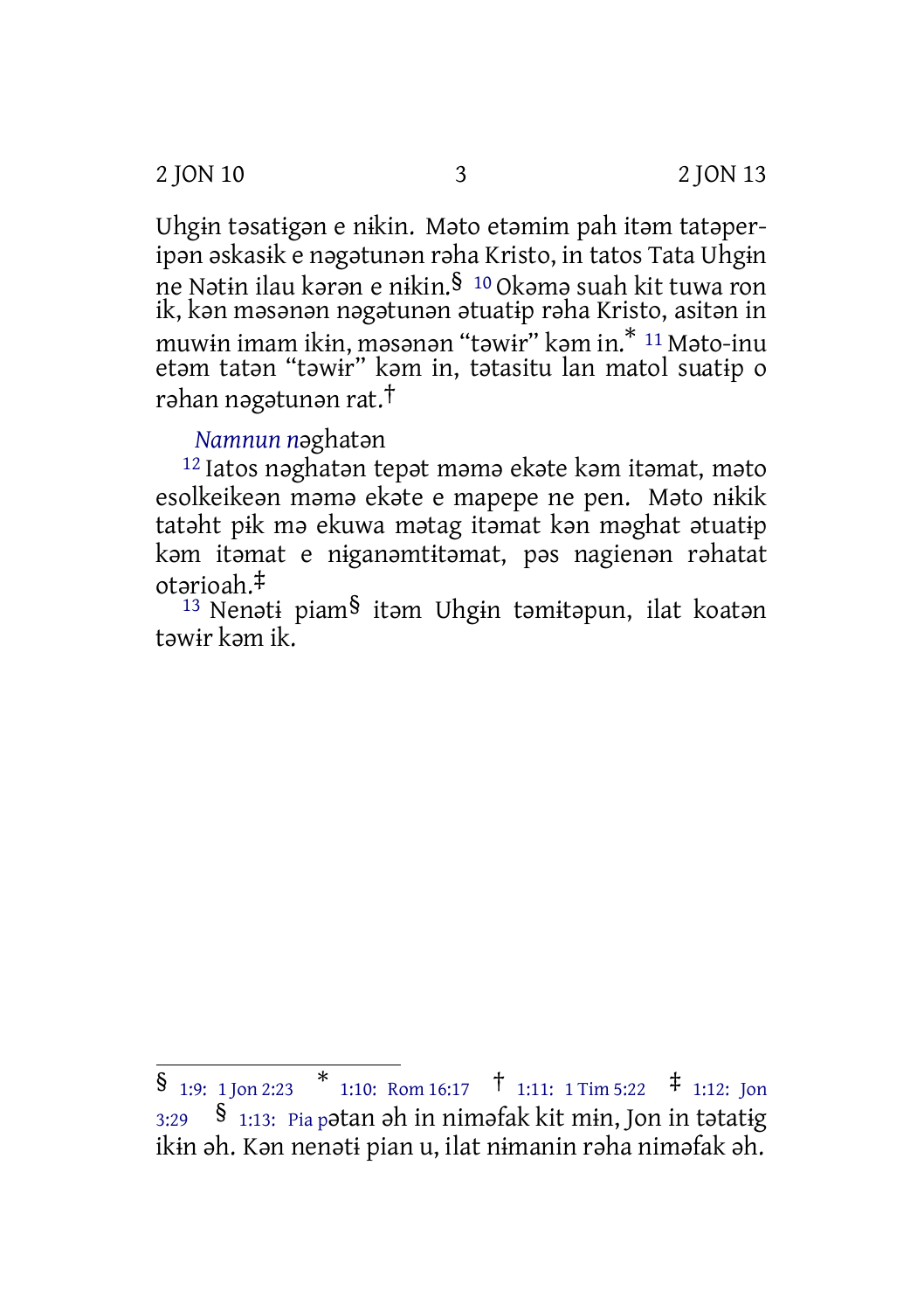Uhgɨn təsatɨgən e nɨkin. Məto etəmim pah itəm tatəperipən əskasɨk e nəgətunən rəha Kristo, in tatos Tata Uhgɨn ne Nətɨn ilau kərən e nɨkin.§ 10 Okəmə suah kit tuwa ron ik, kən məsənən nəgətunən ətuatɨp rəha Kristo, asitən in muwɨn imam ikɨn, məsənən "təwɨr" kəm in.* 11 Məto-inu etəm tatən "təwɨr" kəm in, tətasitu lan matol suatɨp o rəhan nəgətunən rat.†

*Namnun n*əghatən

12 Iatos nəghatən tepət məmə ekəte kəm itəmat, məto esolkeikeən məmə ekəte e mapepe ne pen. Məto nɨkik tatəht pɨk mə ekuwa mətag itəmat kən məghat ətuatɨp kəm itəmat e nɨganəmtɨtəmat, pəs nagienən rəhatat otərioah.‡

13 Nenətɨ piam§ itəm Uhgɨn təmɨtəpun, ilat koatən təwɨr kəm ik.

---

§ 1:9: 1 Jon 2:23 * 1:10: Rom 16:17 † 1:11: 1 Tim 5:22 ‡ 1:12: Jon 3:29 § 1:13: Pia pətan əh in niməfak kit mɨn, Jon in tətatɨg ikɨn əh. Kən nenətɨ pian u, ilat nɨmanin rəha niməfak əh.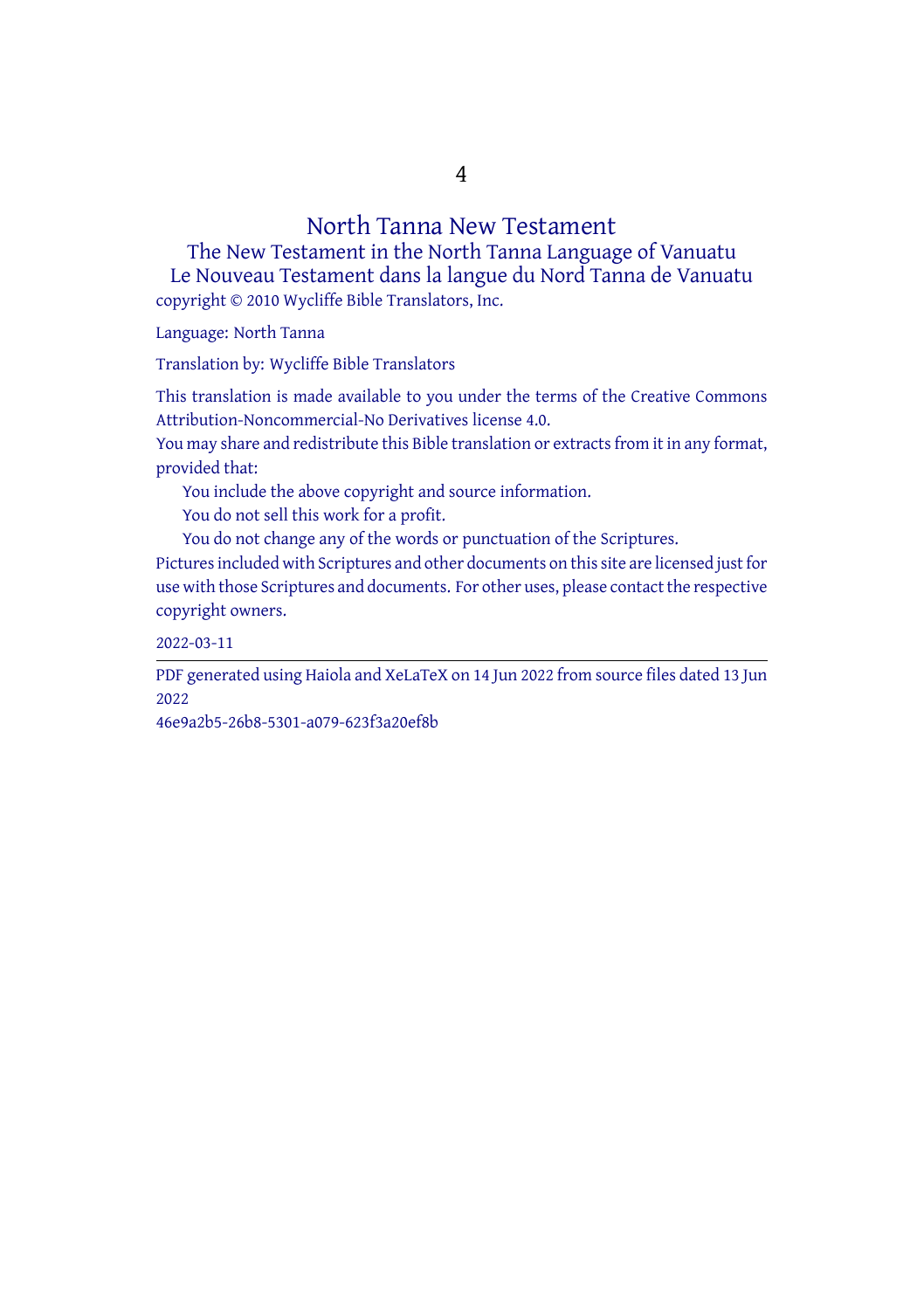# North Tanna New Testament

## The New Testament in the North Tanna Language of Vanuatu

## Le Nouveau Testament dans la langue du Nord Tanna de Vanuatu

copyright © 2010 Wycliffe Bible Translators, Inc.

Language: North Tanna

Translation by: Wycliffe Bible Translators

This translation is made available to you under the terms of the Creative Commons Attribution-Noncommercial-No Derivatives license 4.0.

You may share and redistribute this Bible translation or extracts from it in any format, provided that:

- You include the above copyright and source information.
- You do not sell this work for a profit.
- You do not change any of the words or punctuation of the Scriptures.

Pictures included with Scriptures and other documents on this site are licensed just for use with those Scriptures and documents. For other uses, please contact the respective copyright owners.

2022-03-11

---

PDF generated using Haiola and XeLaTeX on 14 Jun 2022 from source files dated 13 Jun 2022

46e9a2b5-26b8-5301-a079-623f3a20ef8b